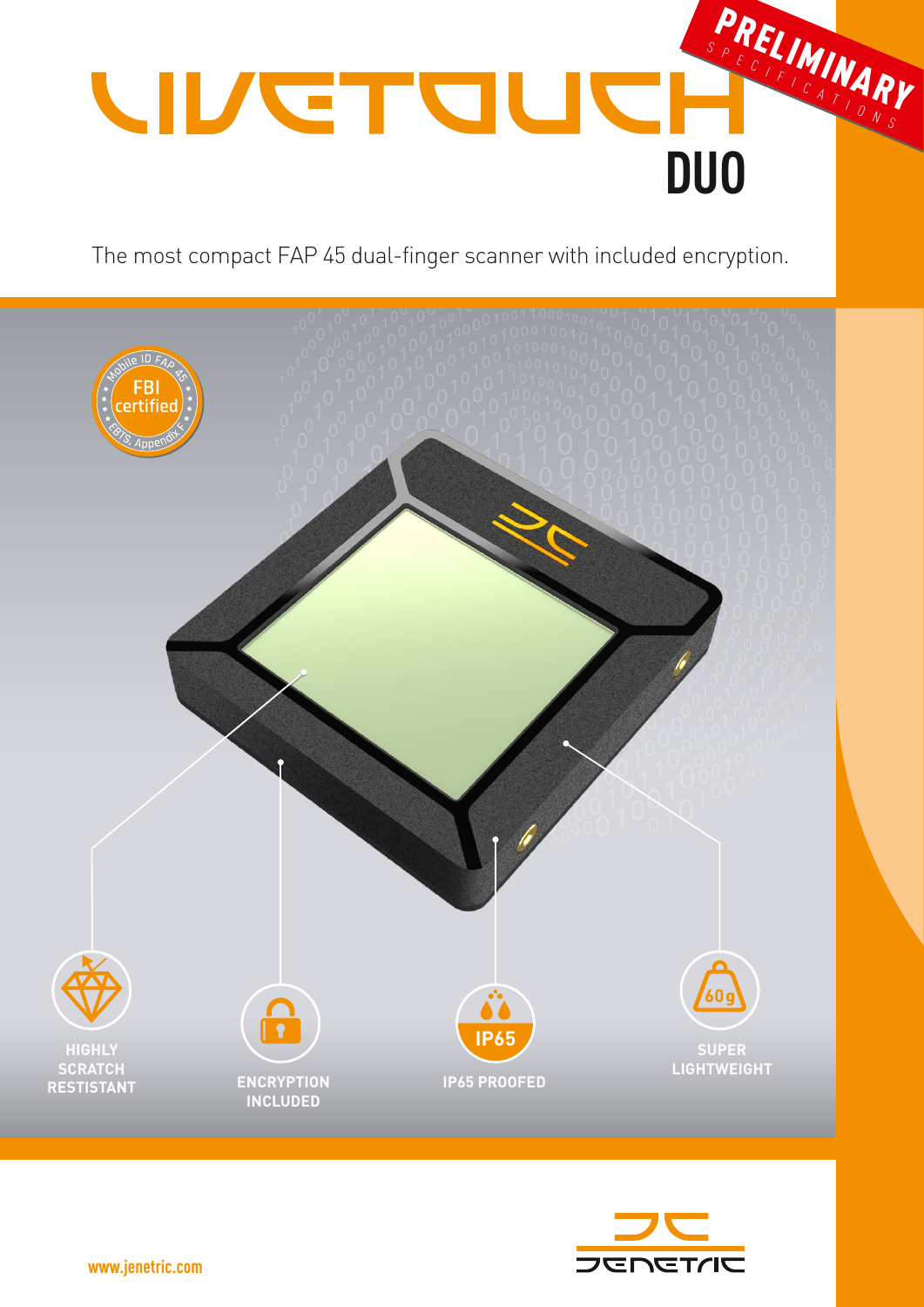# LIVETOUCH DUO

PRELIMINARY SPECIFICATIONS

The most compact FAP 45 dual-finger scanner with included encryption.

Mobile ID FAP 45 · FBI certified · EBTS, Appendix F

- HIGHLY SCRATCH RESTISTANT
- ENCRYPTION INCLUDED
- IP65 PROOFED
- SUPER LIGHTWEIGHT (60g)

www.jenetric.com

JENETRIC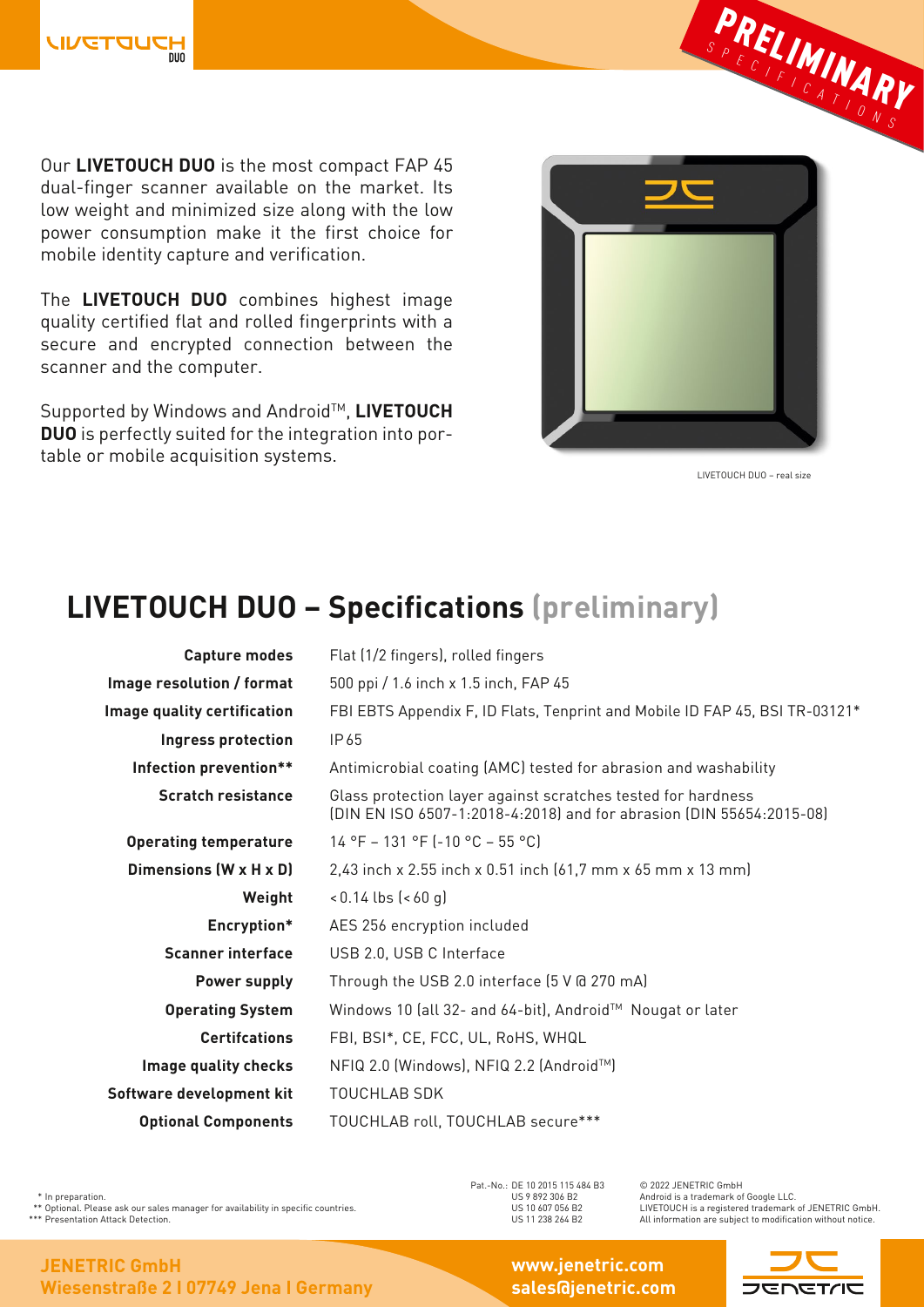PRELIMINARY SPECIFICATIONS

Our **LIVETOUCH DUO** is the most compact FAP 45 dual-finger scanner available on the market. Its low weight and minimized size along with the low power consumption make it the first choice for mobile identity capture and verification.

The **LIVETOUCH DUO** combines highest image quality certified flat and rolled fingerprints with a secure and encrypted connection between the scanner and the computer.

Supported by Windows and Android™, **LIVETOUCH DUO** is perfectly suited for the integration into portable or mobile acquisition systems.

LIVETOUCH DUO – real size

## LIVETOUCH DUO – Specifications (preliminary)

| | |
|---|---|
| **Capture modes** | Flat (1/2 fingers), rolled fingers |
| **Image resolution / format** | 500 ppi / 1.6 inch x 1.5 inch, FAP 45 |
| **Image quality certification** | FBI EBTS Appendix F, ID Flats, Tenprint and Mobile ID FAP 45, BSI TR-03121* |
| **Ingress protection** | IP 65 |
| **Infection prevention**** | Antimicrobial coating (AMC) tested for abrasion and washability |
| **Scratch resistance** | Glass protection layer against scratches tested for hardness (DIN EN ISO 6507-1:2018-4:2018) and for abrasion (DIN 55654:2015-08) |
| **Operating temperature** | 14 °F – 131 °F (-10 °C – 55 °C) |
| **Dimensions (W x H x D)** | 2,43 inch x 2.55 inch x 0.51 inch (61,7 mm x 65 mm x 13 mm) |
| **Weight** | < 0.14 lbs (< 60 g) |
| **Encryption*** | AES 256 encryption included |
| **Scanner interface** | USB 2.0, USB C Interface |
| **Power supply** | Through the USB 2.0 interface (5 V @ 270 mA) |
| **Operating System** | Windows 10 (all 32- and 64-bit), Android™ Nougat or later |
| **Certifcations** | FBI, BSI*, CE, FCC, UL, RoHS, WHQL |
| **Image quality checks** | NFIQ 2.0 (Windows), NFIQ 2.2 (Android™) |
| **Software development kit** | TOUCHLAB SDK |
| **Optional Components** | TOUCHLAB roll, TOUCHLAB secure*** |

\* In preparation.
** Optional. Please ask our sales manager for availability in specific countries.
*** Presentation Attack Detection.

Pat.-No.: DE 10 2015 115 484 B3
US 9 892 306 B2
US 10 607 056 B2
US 11 238 264 B2

© 2022 JENETRIC GmbH
Android is a trademark of Google LLC.
LIVETOUCH is a registered trademark of JENETRIC GmbH.
All information are subject to modification without notice.

**JENETRIC GmbH**
**Wiesenstraße 2 I 07749 Jena I Germany**

**www.jenetric.com**
**sales@jenetric.com**